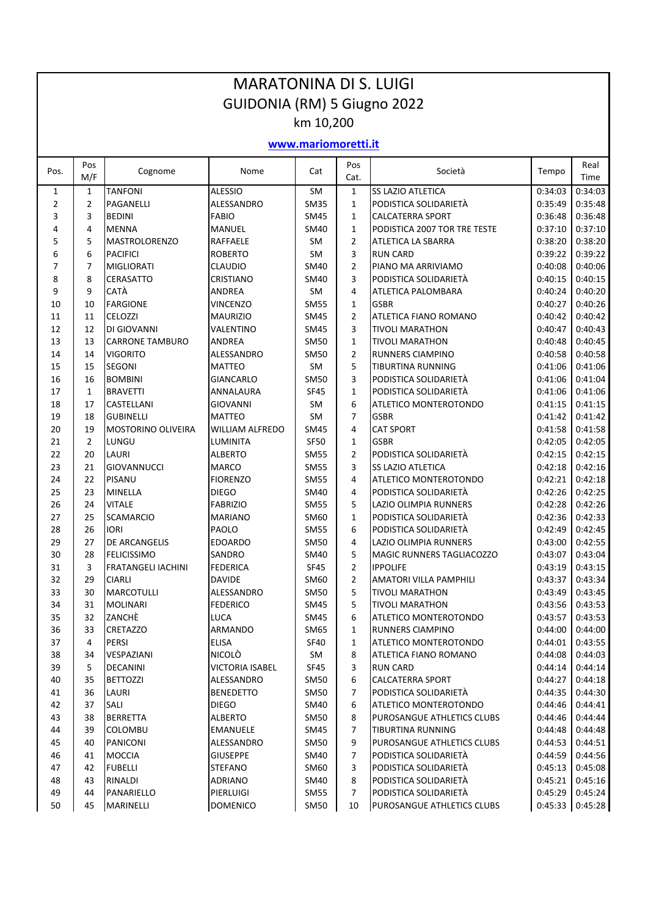# MARATONINA DI S. LUIGI

## GUIDONIA (RM) 5 Giugno 2022

km 10,200

www.mariomoretti.it

| Pos. | Pos M/F | Cognome | Nome | Cat | Pos Cat. | Società | Tempo | Real Time |
|---|---|---|---|---|---|---|---|---|
| 1 | 1 | TANFONI | ALESSIO | SM | 1 | SS LAZIO ATLETICA | 0:34:03 | 0:34:03 |
| 2 | 2 | PAGANELLI | ALESSANDRO | SM35 | 1 | PODISTICA SOLIDARIETÀ | 0:35:49 | 0:35:48 |
| 3 | 3 | BEDINI | FABIO | SM45 | 1 | CALCATERRA SPORT | 0:36:48 | 0:36:48 |
| 4 | 4 | MENNA | MANUEL | SM40 | 1 | PODISTICA 2007 TOR TRE TESTE | 0:37:10 | 0:37:10 |
| 5 | 5 | MASTROLORENZO | RAFFAELE | SM | 2 | ATLETICA LA SBARRA | 0:38:20 | 0:38:20 |
| 6 | 6 | PACIFICI | ROBERTO | SM | 3 | RUN CARD | 0:39:22 | 0:39:22 |
| 7 | 7 | MIGLIORATI | CLAUDIO | SM40 | 2 | PIANO MA ARRIVIAMO | 0:40:08 | 0:40:06 |
| 8 | 8 | CERASATTO | CRISTIANO | SM40 | 3 | PODISTICA SOLIDARIETÀ | 0:40:15 | 0:40:15 |
| 9 | 9 | CATÀ | ANDREA | SM | 4 | ATLETICA PALOMBARA | 0:40:24 | 0:40:20 |
| 10 | 10 | FARGIONE | VINCENZO | SM55 | 1 | GSBR | 0:40:27 | 0:40:26 |
| 11 | 11 | CELOZZI | MAURIZIO | SM45 | 2 | ATLETICA FIANO ROMANO | 0:40:42 | 0:40:42 |
| 12 | 12 | DI GIOVANNI | VALENTINO | SM45 | 3 | TIVOLI MARATHON | 0:40:47 | 0:40:43 |
| 13 | 13 | CARRONE TAMBURO | ANDREA | SM50 | 1 | TIVOLI MARATHON | 0:40:48 | 0:40:45 |
| 14 | 14 | VIGORITO | ALESSANDRO | SM50 | 2 | RUNNERS CIAMPINO | 0:40:58 | 0:40:58 |
| 15 | 15 | SEGONI | MATTEO | SM | 5 | TIBURTINA RUNNING | 0:41:06 | 0:41:06 |
| 16 | 16 | BOMBINI | GIANCARLO | SM50 | 3 | PODISTICA SOLIDARIETÀ | 0:41:06 | 0:41:04 |
| 17 | 1 | BRAVETTI | ANNALAURA | SF45 | 1 | PODISTICA SOLIDARIETÀ | 0:41:06 | 0:41:06 |
| 18 | 17 | CASTELLANI | GIOVANNI | SM | 6 | ATLETICO MONTEROTONDO | 0:41:15 | 0:41:15 |
| 19 | 18 | GUBINELLI | MATTEO | SM | 7 | GSBR | 0:41:42 | 0:41:42 |
| 20 | 19 | MOSTORINO OLIVEIRA | WILLIAM ALFREDO | SM45 | 4 | CAT SPORT | 0:41:58 | 0:41:58 |
| 21 | 2 | LUNGU | LUMINITA | SF50 | 1 | GSBR | 0:42:05 | 0:42:05 |
| 22 | 20 | LAURI | ALBERTO | SM55 | 2 | PODISTICA SOLIDARIETÀ | 0:42:15 | 0:42:15 |
| 23 | 21 | GIOVANNUCCI | MARCO | SM55 | 3 | SS LAZIO ATLETICA | 0:42:18 | 0:42:16 |
| 24 | 22 | PISANU | FIORENZO | SM55 | 4 | ATLETICO MONTEROTONDO | 0:42:21 | 0:42:18 |
| 25 | 23 | MINELLA | DIEGO | SM40 | 4 | PODISTICA SOLIDARIETÀ | 0:42:26 | 0:42:25 |
| 26 | 24 | VITALE | FABRIZIO | SM55 | 5 | LAZIO OLIMPIA RUNNERS | 0:42:28 | 0:42:26 |
| 27 | 25 | SCAMARCIO | MARIANO | SM60 | 1 | PODISTICA SOLIDARIETÀ | 0:42:36 | 0:42:33 |
| 28 | 26 | IORI | PAOLO | SM55 | 6 | PODISTICA SOLIDARIETÀ | 0:42:49 | 0:42:45 |
| 29 | 27 | DE ARCANGELIS | EDOARDO | SM50 | 4 | LAZIO OLIMPIA RUNNERS | 0:43:00 | 0:42:55 |
| 30 | 28 | FELICISSIMO | SANDRO | SM40 | 5 | MAGIC RUNNERS TAGLIACOZZO | 0:43:07 | 0:43:04 |
| 31 | 3 | FRATANGELI IACHINI | FEDERICA | SF45 | 2 | IPPOLIFE | 0:43:19 | 0:43:15 |
| 32 | 29 | CIARLI | DAVIDE | SM60 | 2 | AMATORI VILLA PAMPHILI | 0:43:37 | 0:43:34 |
| 33 | 30 | MARCOTULLI | ALESSANDRO | SM50 | 5 | TIVOLI MARATHON | 0:43:49 | 0:43:45 |
| 34 | 31 | MOLINARI | FEDERICO | SM45 | 5 | TIVOLI MARATHON | 0:43:56 | 0:43:53 |
| 35 | 32 | ZANCHÈ | LUCA | SM45 | 6 | ATLETICO MONTEROTONDO | 0:43:57 | 0:43:53 |
| 36 | 33 | CRETAZZO | ARMANDO | SM65 | 1 | RUNNERS CIAMPINO | 0:44:00 | 0:44:00 |
| 37 | 4 | PERSI | ELISA | SF40 | 1 | ATLETICO MONTEROTONDO | 0:44:01 | 0:43:55 |
| 38 | 34 | VESPAZIANI | NICOLÒ | SM | 8 | ATLETICA FIANO ROMANO | 0:44:08 | 0:44:03 |
| 39 | 5 | DECANINI | VICTORIA ISABEL | SF45 | 3 | RUN CARD | 0:44:14 | 0:44:14 |
| 40 | 35 | BETTOZZI | ALESSANDRO | SM50 | 6 | CALCATERRA SPORT | 0:44:27 | 0:44:18 |
| 41 | 36 | LAURI | BENEDETTO | SM50 | 7 | PODISTICA SOLIDARIETÀ | 0:44:35 | 0:44:30 |
| 42 | 37 | SALI | DIEGO | SM40 | 6 | ATLETICO MONTEROTONDO | 0:44:46 | 0:44:41 |
| 43 | 38 | BERRETTA | ALBERTO | SM50 | 8 | PUROSANGUE ATHLETICS CLUBS | 0:44:46 | 0:44:44 |
| 44 | 39 | COLOMBU | EMANUELE | SM45 | 7 | TIBURTINA RUNNING | 0:44:48 | 0:44:48 |
| 45 | 40 | PANICONI | ALESSANDRO | SM50 | 9 | PUROSANGUE ATHLETICS CLUBS | 0:44:53 | 0:44:51 |
| 46 | 41 | MOCCIA | GIUSEPPE | SM40 | 7 | PODISTICA SOLIDARIETÀ | 0:44:59 | 0:44:56 |
| 47 | 42 | FUBELLI | STEFANO | SM60 | 3 | PODISTICA SOLIDARIETÀ | 0:45:13 | 0:45:08 |
| 48 | 43 | RINALDI | ADRIANO | SM40 | 8 | PODISTICA SOLIDARIETÀ | 0:45:21 | 0:45:16 |
| 49 | 44 | PANARIELLO | PIERLUIGI | SM55 | 7 | PODISTICA SOLIDARIETÀ | 0:45:29 | 0:45:24 |
| 50 | 45 | MARINELLI | DOMENICO | SM50 | 10 | PUROSANGUE ATHLETICS CLUBS | 0:45:33 | 0:45:28 |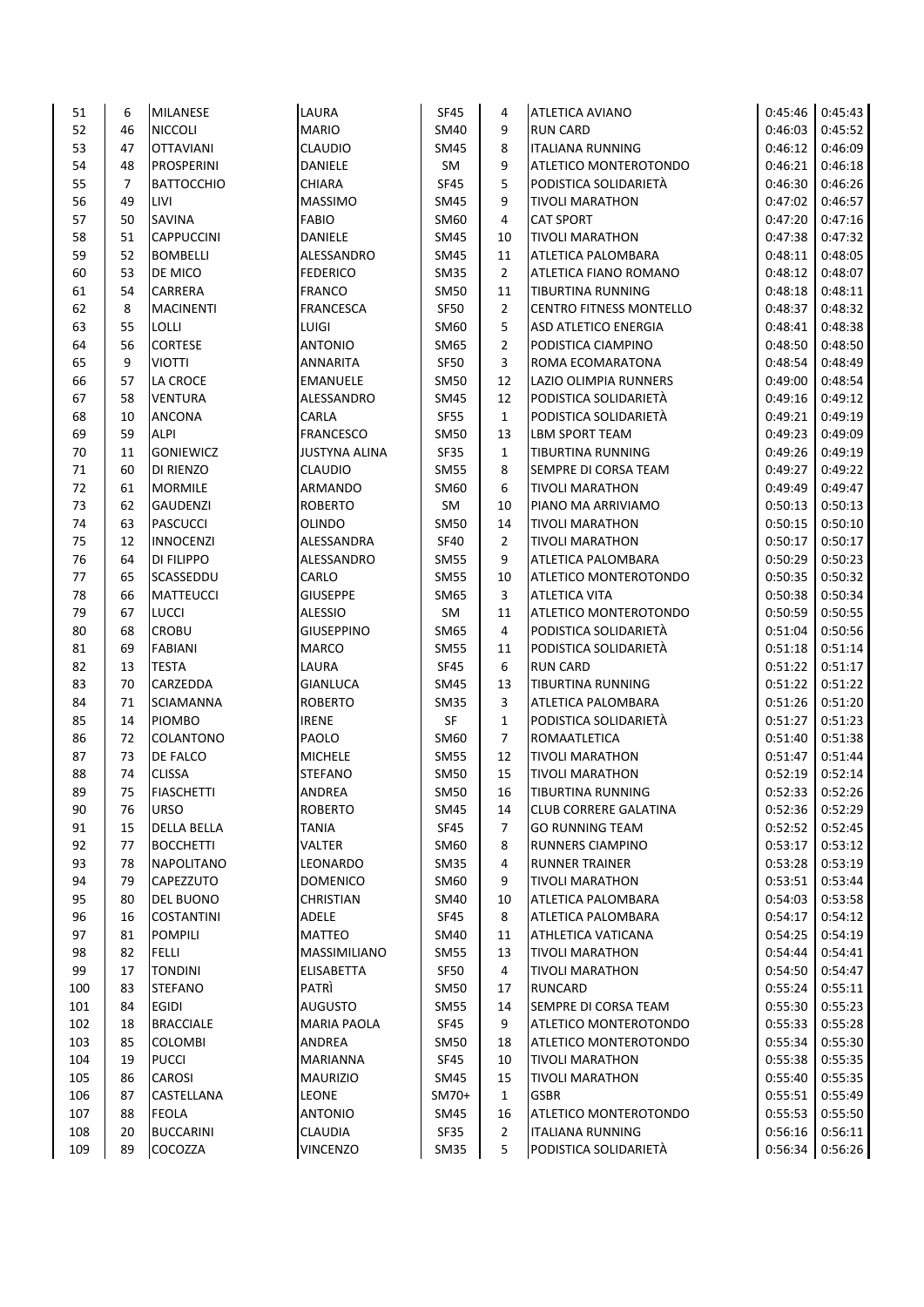| | | | | | | | | |
|---|---|---|---|---|---|---|---|---|
| 51 | 6 | MILANESE | LAURA | SF45 | 4 | ATLETICA AVIANO | 0:45:46 | 0:45:43 |
| 52 | 46 | NICCOLI | MARIO | SM40 | 9 | RUN CARD | 0:46:03 | 0:45:52 |
| 53 | 47 | OTTAVIANI | CLAUDIO | SM45 | 8 | ITALIANA RUNNING | 0:46:12 | 0:46:09 |
| 54 | 48 | PROSPERINI | DANIELE | SM | 9 | ATLETICO MONTEROTONDO | 0:46:21 | 0:46:18 |
| 55 | 7 | BATTOCCHIO | CHIARA | SF45 | 5 | PODISTICA SOLIDARIETÀ | 0:46:30 | 0:46:26 |
| 56 | 49 | LIVI | MASSIMO | SM45 | 9 | TIVOLI MARATHON | 0:47:02 | 0:46:57 |
| 57 | 50 | SAVINA | FABIO | SM60 | 4 | CAT SPORT | 0:47:20 | 0:47:16 |
| 58 | 51 | CAPPUCCINI | DANIELE | SM45 | 10 | TIVOLI MARATHON | 0:47:38 | 0:47:32 |
| 59 | 52 | BOMBELLI | ALESSANDRO | SM45 | 11 | ATLETICA PALOMBARA | 0:48:11 | 0:48:05 |
| 60 | 53 | DE MICO | FEDERICO | SM35 | 2 | ATLETICA FIANO ROMANO | 0:48:12 | 0:48:07 |
| 61 | 54 | CARRERA | FRANCO | SM50 | 11 | TIBURTINA RUNNING | 0:48:18 | 0:48:11 |
| 62 | 8 | MACINENTI | FRANCESCA | SF50 | 2 | CENTRO FITNESS MONTELLO | 0:48:37 | 0:48:32 |
| 63 | 55 | LOLLI | LUIGI | SM60 | 5 | ASD ATLETICO ENERGIA | 0:48:41 | 0:48:38 |
| 64 | 56 | CORTESE | ANTONIO | SM65 | 2 | PODISTICA CIAMPINO | 0:48:50 | 0:48:50 |
| 65 | 9 | VIOTTI | ANNARITA | SF50 | 3 | ROMA ECOMARATONA | 0:48:54 | 0:48:49 |
| 66 | 57 | LA CROCE | EMANUELE | SM50 | 12 | LAZIO OLIMPIA RUNNERS | 0:49:00 | 0:48:54 |
| 67 | 58 | VENTURA | ALESSANDRO | SM45 | 12 | PODISTICA SOLIDARIETÀ | 0:49:16 | 0:49:12 |
| 68 | 10 | ANCONA | CARLA | SF55 | 1 | PODISTICA SOLIDARIETÀ | 0:49:21 | 0:49:19 |
| 69 | 59 | ALPI | FRANCESCO | SM50 | 13 | LBM SPORT TEAM | 0:49:23 | 0:49:09 |
| 70 | 11 | GONIEWICZ | JUSTYNA ALINA | SF35 | 1 | TIBURTINA RUNNING | 0:49:26 | 0:49:19 |
| 71 | 60 | DI RIENZO | CLAUDIO | SM55 | 8 | SEMPRE DI CORSA TEAM | 0:49:27 | 0:49:22 |
| 72 | 61 | MORMILE | ARMANDO | SM60 | 6 | TIVOLI MARATHON | 0:49:49 | 0:49:47 |
| 73 | 62 | GAUDENZI | ROBERTO | SM | 10 | PIANO MA ARRIVIAMO | 0:50:13 | 0:50:13 |
| 74 | 63 | PASCUCCI | OLINDO | SM50 | 14 | TIVOLI MARATHON | 0:50:15 | 0:50:10 |
| 75 | 12 | INNOCENZI | ALESSANDRA | SF40 | 2 | TIVOLI MARATHON | 0:50:17 | 0:50:17 |
| 76 | 64 | DI FILIPPO | ALESSANDRO | SM55 | 9 | ATLETICA PALOMBARA | 0:50:29 | 0:50:23 |
| 77 | 65 | SCASSEDDU | CARLO | SM55 | 10 | ATLETICO MONTEROTONDO | 0:50:35 | 0:50:32 |
| 78 | 66 | MATTEUCCI | GIUSEPPE | SM65 | 3 | ATLETICA VITA | 0:50:38 | 0:50:34 |
| 79 | 67 | LUCCI | ALESSIO | SM | 11 | ATLETICO MONTEROTONDO | 0:50:59 | 0:50:55 |
| 80 | 68 | CROBU | GIUSEPPINO | SM65 | 4 | PODISTICA SOLIDARIETÀ | 0:51:04 | 0:50:56 |
| 81 | 69 | FABIANI | MARCO | SM55 | 11 | PODISTICA SOLIDARIETÀ | 0:51:18 | 0:51:14 |
| 82 | 13 | TESTA | LAURA | SF45 | 6 | RUN CARD | 0:51:22 | 0:51:17 |
| 83 | 70 | CARZEDDA | GIANLUCA | SM45 | 13 | TIBURTINA RUNNING | 0:51:22 | 0:51:22 |
| 84 | 71 | SCIAMANNA | ROBERTO | SM35 | 3 | ATLETICA PALOMBARA | 0:51:26 | 0:51:20 |
| 85 | 14 | PIOMBO | IRENE | SF | 1 | PODISTICA SOLIDARIETÀ | 0:51:27 | 0:51:23 |
| 86 | 72 | COLANTONO | PAOLO | SM60 | 7 | ROMAATLETICA | 0:51:40 | 0:51:38 |
| 87 | 73 | DE FALCO | MICHELE | SM55 | 12 | TIVOLI MARATHON | 0:51:47 | 0:51:44 |
| 88 | 74 | CLISSA | STEFANO | SM50 | 15 | TIVOLI MARATHON | 0:52:19 | 0:52:14 |
| 89 | 75 | FIASCHETTI | ANDREA | SM50 | 16 | TIBURTINA RUNNING | 0:52:33 | 0:52:26 |
| 90 | 76 | URSO | ROBERTO | SM45 | 14 | CLUB CORRERE GALATINA | 0:52:36 | 0:52:29 |
| 91 | 15 | DELLA BELLA | TANIA | SF45 | 7 | GO RUNNING TEAM | 0:52:52 | 0:52:45 |
| 92 | 77 | BOCCHETTI | VALTER | SM60 | 8 | RUNNERS CIAMPINO | 0:53:17 | 0:53:12 |
| 93 | 78 | NAPOLITANO | LEONARDO | SM35 | 4 | RUNNER TRAINER | 0:53:28 | 0:53:19 |
| 94 | 79 | CAPEZZUTO | DOMENICO | SM60 | 9 | TIVOLI MARATHON | 0:53:51 | 0:53:44 |
| 95 | 80 | DEL BUONO | CHRISTIAN | SM40 | 10 | ATLETICA PALOMBARA | 0:54:03 | 0:53:58 |
| 96 | 16 | COSTANTINI | ADELE | SF45 | 8 | ATLETICA PALOMBARA | 0:54:17 | 0:54:12 |
| 97 | 81 | POMPILI | MATTEO | SM40 | 11 | ATHLETICA VATICANA | 0:54:25 | 0:54:19 |
| 98 | 82 | FELLI | MASSIMILIANO | SM55 | 13 | TIVOLI MARATHON | 0:54:44 | 0:54:41 |
| 99 | 17 | TONDINI | ELISABETTA | SF50 | 4 | TIVOLI MARATHON | 0:54:50 | 0:54:47 |
| 100 | 83 | STEFANO | PATRÌ | SM50 | 17 | RUNCARD | 0:55:24 | 0:55:11 |
| 101 | 84 | EGIDI | AUGUSTO | SM55 | 14 | SEMPRE DI CORSA TEAM | 0:55:30 | 0:55:23 |
| 102 | 18 | BRACCIALE | MARIA PAOLA | SF45 | 9 | ATLETICO MONTEROTONDO | 0:55:33 | 0:55:28 |
| 103 | 85 | COLOMBI | ANDREA | SM50 | 18 | ATLETICO MONTEROTONDO | 0:55:34 | 0:55:30 |
| 104 | 19 | PUCCI | MARIANNA | SF45 | 10 | TIVOLI MARATHON | 0:55:38 | 0:55:35 |
| 105 | 86 | CAROSI | MAURIZIO | SM45 | 15 | TIVOLI MARATHON | 0:55:40 | 0:55:35 |
| 106 | 87 | CASTELLANA | LEONE | SM70+ | 1 | GSBR | 0:55:51 | 0:55:49 |
| 107 | 88 | FEOLA | ANTONIO | SM45 | 16 | ATLETICO MONTEROTONDO | 0:55:53 | 0:55:50 |
| 108 | 20 | BUCCARINI | CLAUDIA | SF35 | 2 | ITALIANA RUNNING | 0:56:16 | 0:56:11 |
| 109 | 89 | COCOZZA | VINCENZO | SM35 | 5 | PODISTICA SOLIDARIETÀ | 0:56:34 | 0:56:26 |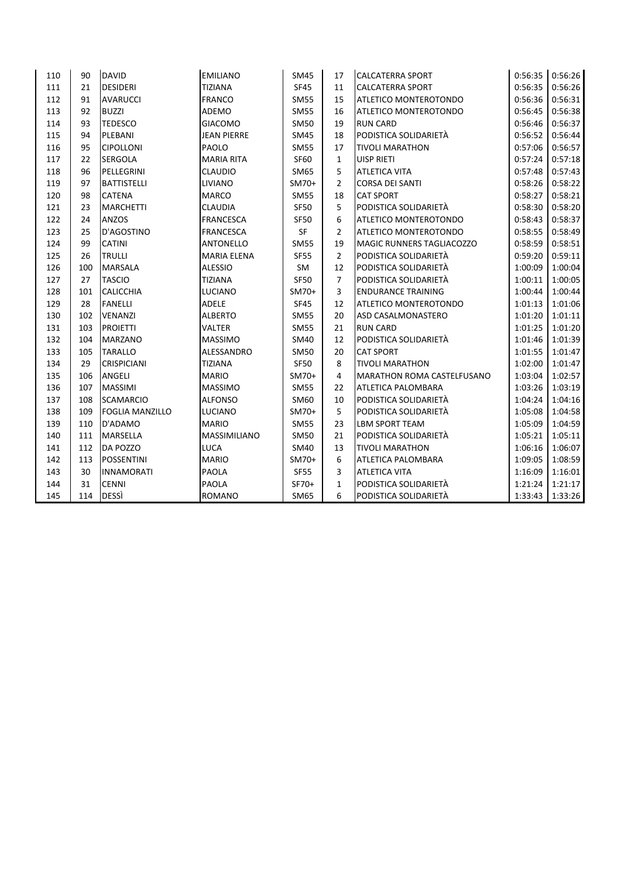| | | | | | | | | |
|---|---|---|---|---|---|---|---|---|
| 110 | 90 | DAVID | EMILIANO | SM45 | 17 | CALCATERRA SPORT | 0:56:35 | 0:56:26 |
| 111 | 21 | DESIDERI | TIZIANA | SF45 | 11 | CALCATERRA SPORT | 0:56:35 | 0:56:26 |
| 112 | 91 | AVARUCCI | FRANCO | SM55 | 15 | ATLETICO MONTEROTONDO | 0:56:36 | 0:56:31 |
| 113 | 92 | BUZZI | ADEMO | SM55 | 16 | ATLETICO MONTEROTONDO | 0:56:45 | 0:56:38 |
| 114 | 93 | TEDESCO | GIACOMO | SM50 | 19 | RUN CARD | 0:56:46 | 0:56:37 |
| 115 | 94 | PLEBANI | JEAN PIERRE | SM45 | 18 | PODISTICA SOLIDARIETÀ | 0:56:52 | 0:56:44 |
| 116 | 95 | CIPOLLONI | PAOLO | SM55 | 17 | TIVOLI MARATHON | 0:57:06 | 0:56:57 |
| 117 | 22 | SERGOLA | MARIA RITA | SF60 | 1 | UISP RIETI | 0:57:24 | 0:57:18 |
| 118 | 96 | PELLEGRINI | CLAUDIO | SM65 | 5 | ATLETICA VITA | 0:57:48 | 0:57:43 |
| 119 | 97 | BATTISTELLI | LIVIANO | SM70+ | 2 | CORSA DEI SANTI | 0:58:26 | 0:58:22 |
| 120 | 98 | CATENA | MARCO | SM55 | 18 | CAT SPORT | 0:58:27 | 0:58:21 |
| 121 | 23 | MARCHETTI | CLAUDIA | SF50 | 5 | PODISTICA SOLIDARIETÀ | 0:58:30 | 0:58:20 |
| 122 | 24 | ANZOS | FRANCESCA | SF50 | 6 | ATLETICO MONTEROTONDO | 0:58:43 | 0:58:37 |
| 123 | 25 | D'AGOSTINO | FRANCESCA | SF | 2 | ATLETICO MONTEROTONDO | 0:58:55 | 0:58:49 |
| 124 | 99 | CATINI | ANTONELLO | SM55 | 19 | MAGIC RUNNERS TAGLIACOZZO | 0:58:59 | 0:58:51 |
| 125 | 26 | TRULLI | MARIA ELENA | SF55 | 2 | PODISTICA SOLIDARIETÀ | 0:59:20 | 0:59:11 |
| 126 | 100 | MARSALA | ALESSIO | SM | 12 | PODISTICA SOLIDARIETÀ | 1:00:09 | 1:00:04 |
| 127 | 27 | TASCIO | TIZIANA | SF50 | 7 | PODISTICA SOLIDARIETÀ | 1:00:11 | 1:00:05 |
| 128 | 101 | CALICCHIA | LUCIANO | SM70+ | 3 | ENDURANCE TRAINING | 1:00:44 | 1:00:44 |
| 129 | 28 | FANELLI | ADELE | SF45 | 12 | ATLETICO MONTEROTONDO | 1:01:13 | 1:01:06 |
| 130 | 102 | VENANZI | ALBERTO | SM55 | 20 | ASD CASALMONASTERO | 1:01:20 | 1:01:11 |
| 131 | 103 | PROIETTI | VALTER | SM55 | 21 | RUN CARD | 1:01:25 | 1:01:20 |
| 132 | 104 | MARZANO | MASSIMO | SM40 | 12 | PODISTICA SOLIDARIETÀ | 1:01:46 | 1:01:39 |
| 133 | 105 | TARALLO | ALESSANDRO | SM50 | 20 | CAT SPORT | 1:01:55 | 1:01:47 |
| 134 | 29 | CRISPICIANI | TIZIANA | SF50 | 8 | TIVOLI MARATHON | 1:02:00 | 1:01:47 |
| 135 | 106 | ANGELI | MARIO | SM70+ | 4 | MARATHON ROMA CASTELFUSANO | 1:03:04 | 1:02:57 |
| 136 | 107 | MASSIMI | MASSIMO | SM55 | 22 | ATLETICA PALOMBARA | 1:03:26 | 1:03:19 |
| 137 | 108 | SCAMARCIO | ALFONSO | SM60 | 10 | PODISTICA SOLIDARIETÀ | 1:04:24 | 1:04:16 |
| 138 | 109 | FOGLIA MANZILLO | LUCIANO | SM70+ | 5 | PODISTICA SOLIDARIETÀ | 1:05:08 | 1:04:58 |
| 139 | 110 | D'ADAMO | MARIO | SM55 | 23 | LBM SPORT TEAM | 1:05:09 | 1:04:59 |
| 140 | 111 | MARSELLA | MASSIMILIANO | SM50 | 21 | PODISTICA SOLIDARIETÀ | 1:05:21 | 1:05:11 |
| 141 | 112 | DA POZZO | LUCA | SM40 | 13 | TIVOLI MARATHON | 1:06:16 | 1:06:07 |
| 142 | 113 | POSSENTINI | MARIO | SM70+ | 6 | ATLETICA PALOMBARA | 1:09:05 | 1:08:59 |
| 143 | 30 | INNAMORATI | PAOLA | SF55 | 3 | ATLETICA VITA | 1:16:09 | 1:16:01 |
| 144 | 31 | CENNI | PAOLA | SF70+ | 1 | PODISTICA SOLIDARIETÀ | 1:21:24 | 1:21:17 |
| 145 | 114 | DESSÌ | ROMANO | SM65 | 6 | PODISTICA SOLIDARIETÀ | 1:33:43 | 1:33:26 |